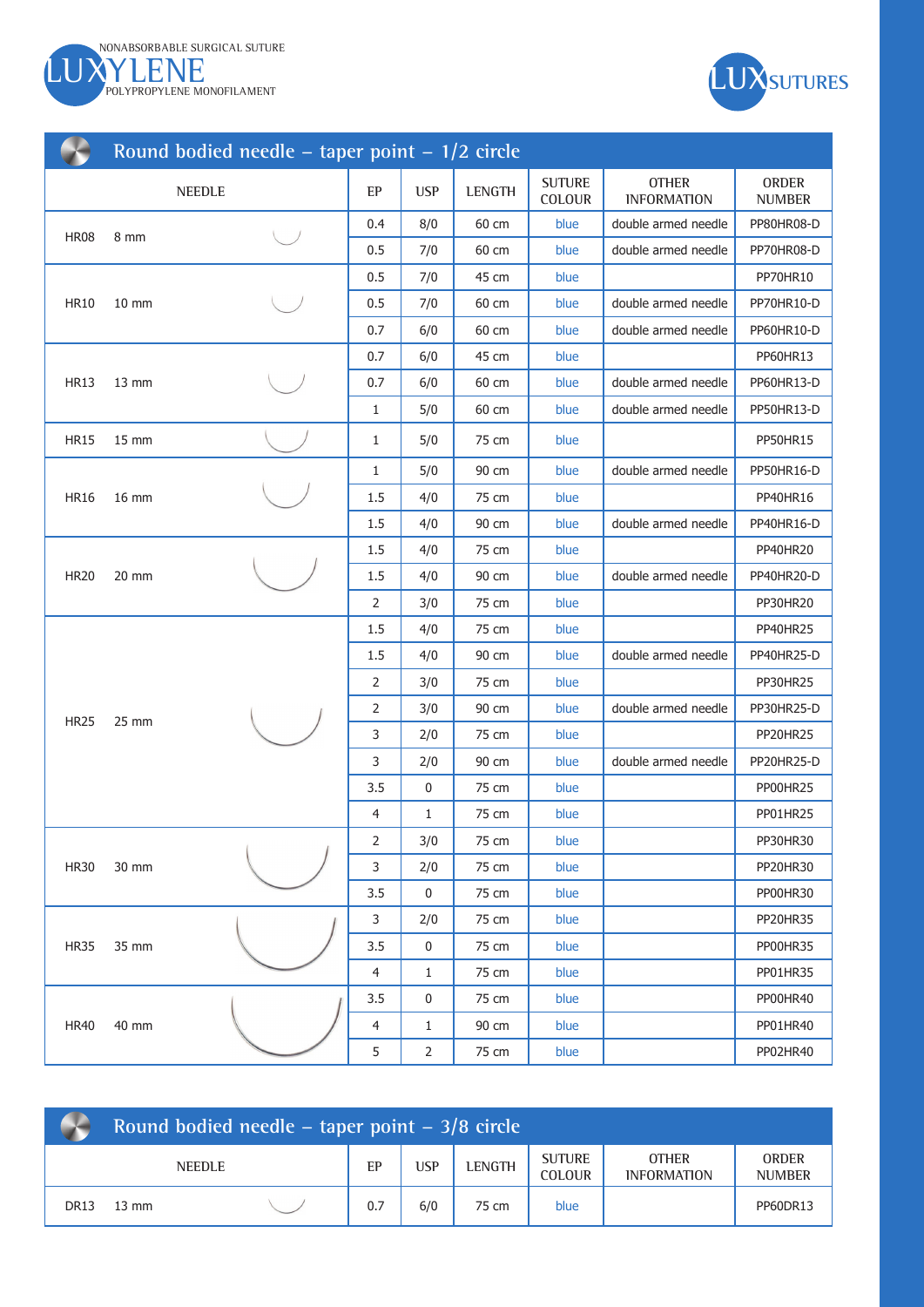NONABSORBABLE SURGICAL SUTURE
# LUXYLENE
POLYPROPYLENE MONOFILAMENT

LUXSUTURES

## Round bodied needle – taper point – 1/2 circle

| NEEDLE | | EP | USP | LENGTH | SUTURE COLOUR | OTHER INFORMATION | ORDER NUMBER |
|---|---|---|---|---|---|---|---|
| HR08 | 8 mm | 0.4 | 8/0 | 60 cm | blue | double armed needle | PP80HR08-D |
| | | 0.5 | 7/0 | 60 cm | blue | double armed needle | PP70HR08-D |
| HR10 | 10 mm | 0.5 | 7/0 | 45 cm | blue | | PP70HR10 |
| | | 0.5 | 7/0 | 60 cm | blue | double armed needle | PP70HR10-D |
| | | 0.7 | 6/0 | 60 cm | blue | double armed needle | PP60HR10-D |
| HR13 | 13 mm | 0.7 | 6/0 | 45 cm | blue | | PP60HR13 |
| | | 0.7 | 6/0 | 60 cm | blue | double armed needle | PP60HR13-D |
| | | 1 | 5/0 | 60 cm | blue | double armed needle | PP50HR13-D |
| HR15 | 15 mm | 1 | 5/0 | 75 cm | blue | | PP50HR15 |
| HR16 | 16 mm | 1 | 5/0 | 90 cm | blue | double armed needle | PP50HR16-D |
| | | 1.5 | 4/0 | 75 cm | blue | | PP40HR16 |
| | | 1.5 | 4/0 | 90 cm | blue | double armed needle | PP40HR16-D |
| HR20 | 20 mm | 1.5 | 4/0 | 75 cm | blue | | PP40HR20 |
| | | 1.5 | 4/0 | 90 cm | blue | double armed needle | PP40HR20-D |
| | | 2 | 3/0 | 75 cm | blue | | PP30HR20 |
| HR25 | 25 mm | 1.5 | 4/0 | 75 cm | blue | | PP40HR25 |
| | | 1.5 | 4/0 | 90 cm | blue | double armed needle | PP40HR25-D |
| | | 2 | 3/0 | 75 cm | blue | | PP30HR25 |
| | | 2 | 3/0 | 90 cm | blue | double armed needle | PP30HR25-D |
| | | 3 | 2/0 | 75 cm | blue | | PP20HR25 |
| | | 3 | 2/0 | 90 cm | blue | double armed needle | PP20HR25-D |
| | | 3.5 | 0 | 75 cm | blue | | PP00HR25 |
| | | 4 | 1 | 75 cm | blue | | PP01HR25 |
| HR30 | 30 mm | 2 | 3/0 | 75 cm | blue | | PP30HR30 |
| | | 3 | 2/0 | 75 cm | blue | | PP20HR30 |
| | | 3.5 | 0 | 75 cm | blue | | PP00HR30 |
| HR35 | 35 mm | 3 | 2/0 | 75 cm | blue | | PP20HR35 |
| | | 3.5 | 0 | 75 cm | blue | | PP00HR35 |
| | | 4 | 1 | 75 cm | blue | | PP01HR35 |
| HR40 | 40 mm | 3.5 | 0 | 75 cm | blue | | PP00HR40 |
| | | 4 | 1 | 90 cm | blue | | PP01HR40 |
| | | 5 | 2 | 75 cm | blue | | PP02HR40 |

## Round bodied needle – taper point – 3/8 circle

| NEEDLE | | EP | USP | LENGTH | SUTURE COLOUR | OTHER INFORMATION | ORDER NUMBER |
|---|---|---|---|---|---|---|---|
| DR13 | 13 mm | 0.7 | 6/0 | 75 cm | blue | | PP60DR13 |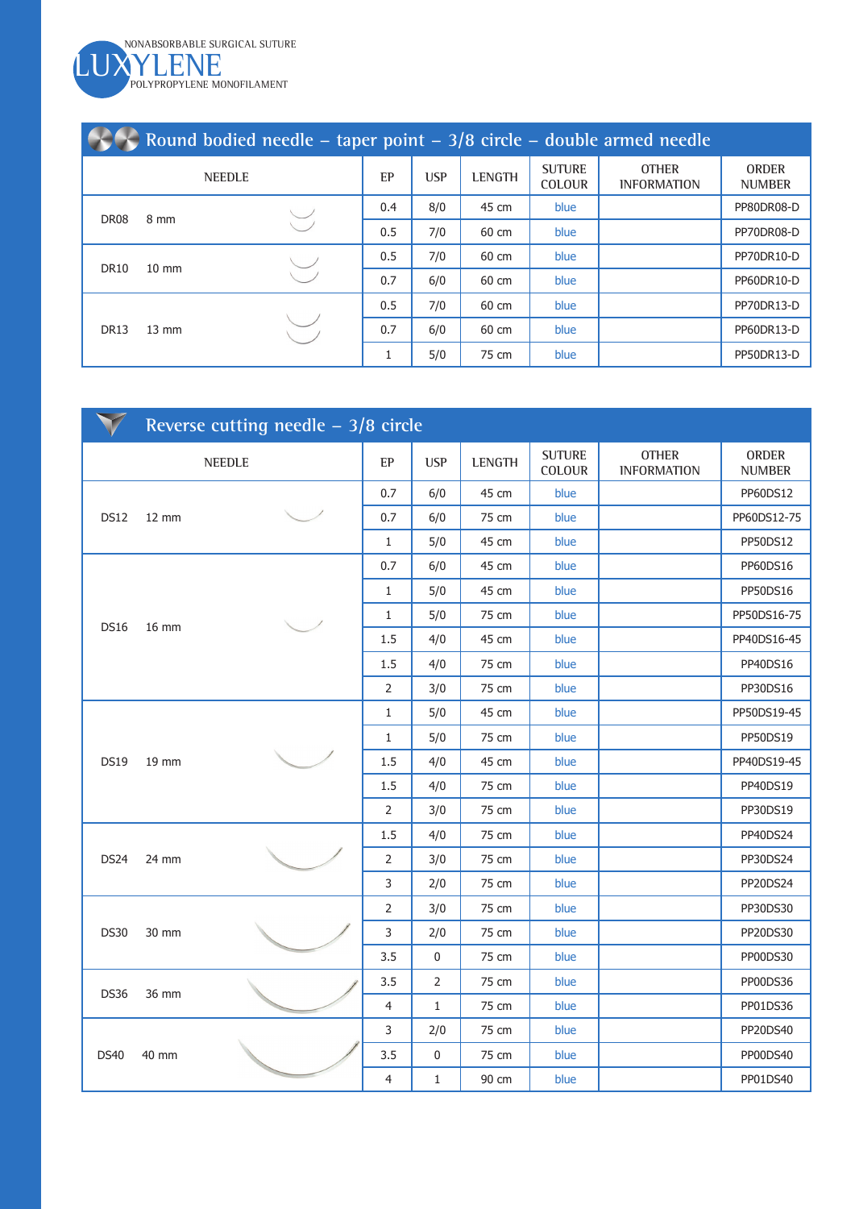NONABSORBABLE SURGICAL SUTURE

# LUXYLENE

POLYPROPYLENE MONOFILAMENT

## Round bodied needle – taper point – 3/8 circle – double armed needle

| NEEDLE | | EP | USP | LENGTH | SUTURE COLOUR | OTHER INFORMATION | ORDER NUMBER |
|---|---|---|---|---|---|---|---|
| DR08 | 8 mm | 0.4 | 8/0 | 45 cm | blue | | PP80DR08-D |
| | | 0.5 | 7/0 | 60 cm | blue | | PP70DR08-D |
| DR10 | 10 mm | 0.5 | 7/0 | 60 cm | blue | | PP70DR10-D |
| | | 0.7 | 6/0 | 60 cm | blue | | PP60DR10-D |
| DR13 | 13 mm | 0.5 | 7/0 | 60 cm | blue | | PP70DR13-D |
| | | 0.7 | 6/0 | 60 cm | blue | | PP60DR13-D |
| | | 1 | 5/0 | 75 cm | blue | | PP50DR13-D |

## Reverse cutting needle – 3/8 circle

| NEEDLE | | EP | USP | LENGTH | SUTURE COLOUR | OTHER INFORMATION | ORDER NUMBER |
|---|---|---|---|---|---|---|---|
| DS12 | 12 mm | 0.7 | 6/0 | 45 cm | blue | | PP60DS12 |
| | | 0.7 | 6/0 | 75 cm | blue | | PP60DS12-75 |
| | | 1 | 5/0 | 45 cm | blue | | PP50DS12 |
| DS16 | 16 mm | 0.7 | 6/0 | 45 cm | blue | | PP60DS16 |
| | | 1 | 5/0 | 45 cm | blue | | PP50DS16 |
| | | 1 | 5/0 | 75 cm | blue | | PP50DS16-75 |
| | | 1.5 | 4/0 | 45 cm | blue | | PP40DS16-45 |
| | | 1.5 | 4/0 | 75 cm | blue | | PP40DS16 |
| | | 2 | 3/0 | 75 cm | blue | | PP30DS16 |
| DS19 | 19 mm | 1 | 5/0 | 45 cm | blue | | PP50DS19-45 |
| | | 1 | 5/0 | 75 cm | blue | | PP50DS19 |
| | | 1.5 | 4/0 | 45 cm | blue | | PP40DS19-45 |
| | | 1.5 | 4/0 | 75 cm | blue | | PP40DS19 |
| | | 2 | 3/0 | 75 cm | blue | | PP30DS19 |
| DS24 | 24 mm | 1.5 | 4/0 | 75 cm | blue | | PP40DS24 |
| | | 2 | 3/0 | 75 cm | blue | | PP30DS24 |
| | | 3 | 2/0 | 75 cm | blue | | PP20DS24 |
| DS30 | 30 mm | 2 | 3/0 | 75 cm | blue | | PP30DS30 |
| | | 3 | 2/0 | 75 cm | blue | | PP20DS30 |
| | | 3.5 | 0 | 75 cm | blue | | PP00DS30 |
| DS36 | 36 mm | 3.5 | 2 | 75 cm | blue | | PP00DS36 |
| | | 4 | 1 | 75 cm | blue | | PP01DS36 |
| DS40 | 40 mm | 3 | 2/0 | 75 cm | blue | | PP20DS40 |
| | | 3.5 | 0 | 75 cm | blue | | PP00DS40 |
| | | 4 | 1 | 90 cm | blue | | PP01DS40 |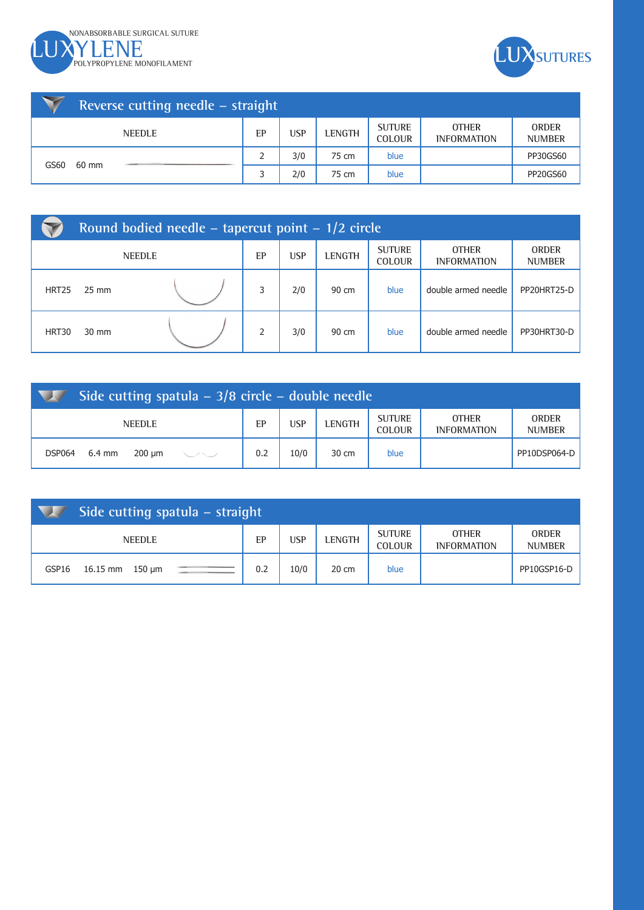NONABSORBABLE SURGICAL SUTURE
LUXYLENE
POLYPROPYLENE MONOFILAMENT

LUX SUTURES

## Reverse cutting needle – straight

| NEEDLE | EP | USP | LENGTH | SUTURE COLOUR | OTHER INFORMATION | ORDER NUMBER |
|---|---|---|---|---|---|---|
| GS60 60 mm | 2 | 3/0 | 75 cm | blue | | PP30GS60 |
| | 3 | 2/0 | 75 cm | blue | | PP20GS60 |

## Round bodied needle – tapercut point – 1/2 circle

| NEEDLE | EP | USP | LENGTH | SUTURE COLOUR | OTHER INFORMATION | ORDER NUMBER |
|---|---|---|---|---|---|---|
| HRT25 25 mm | 3 | 2/0 | 90 cm | blue | double armed needle | PP20HRT25-D |
| HRT30 30 mm | 2 | 3/0 | 90 cm | blue | double armed needle | PP30HRT30-D |

## Side cutting spatula – 3/8 circle – double needle

| NEEDLE | EP | USP | LENGTH | SUTURE COLOUR | OTHER INFORMATION | ORDER NUMBER |
|---|---|---|---|---|---|---|
| DSP064 6.4 mm 200 µm | 0.2 | 10/0 | 30 cm | blue | | PP10DSP064-D |

## Side cutting spatula – straight

| NEEDLE | EP | USP | LENGTH | SUTURE COLOUR | OTHER INFORMATION | ORDER NUMBER |
|---|---|---|---|---|---|---|
| GSP16 16.15 mm 150 µm | 0.2 | 10/0 | 20 cm | blue | | PP10GSP16-D |